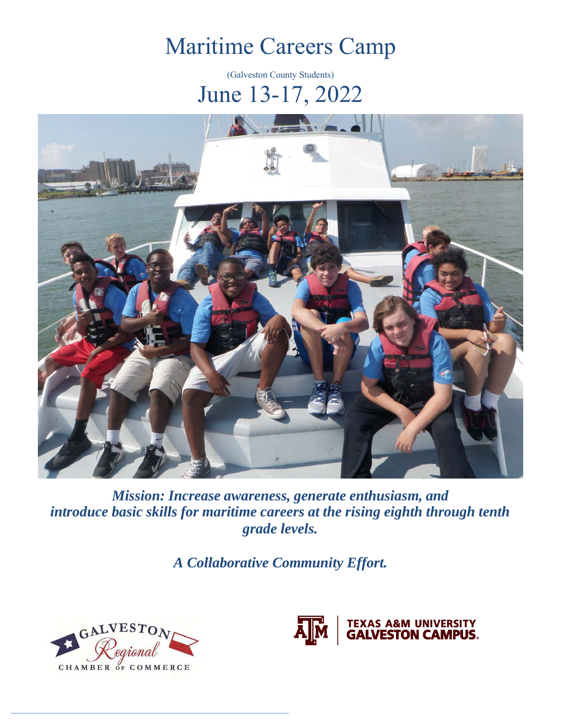# Maritime Careers Camp

(Galveston County Students)

## June 13-17, 2022

***Mission: Increase awareness, generate enthusiasm, and introduce basic skills for maritime careers at the rising eighth through tenth grade levels.***

***A Collaborative Community Effort.***

GALVESTON Regional CHAMBER OF COMMERCE

TEXAS A&M UNIVERSITY GALVESTON CAMPUS.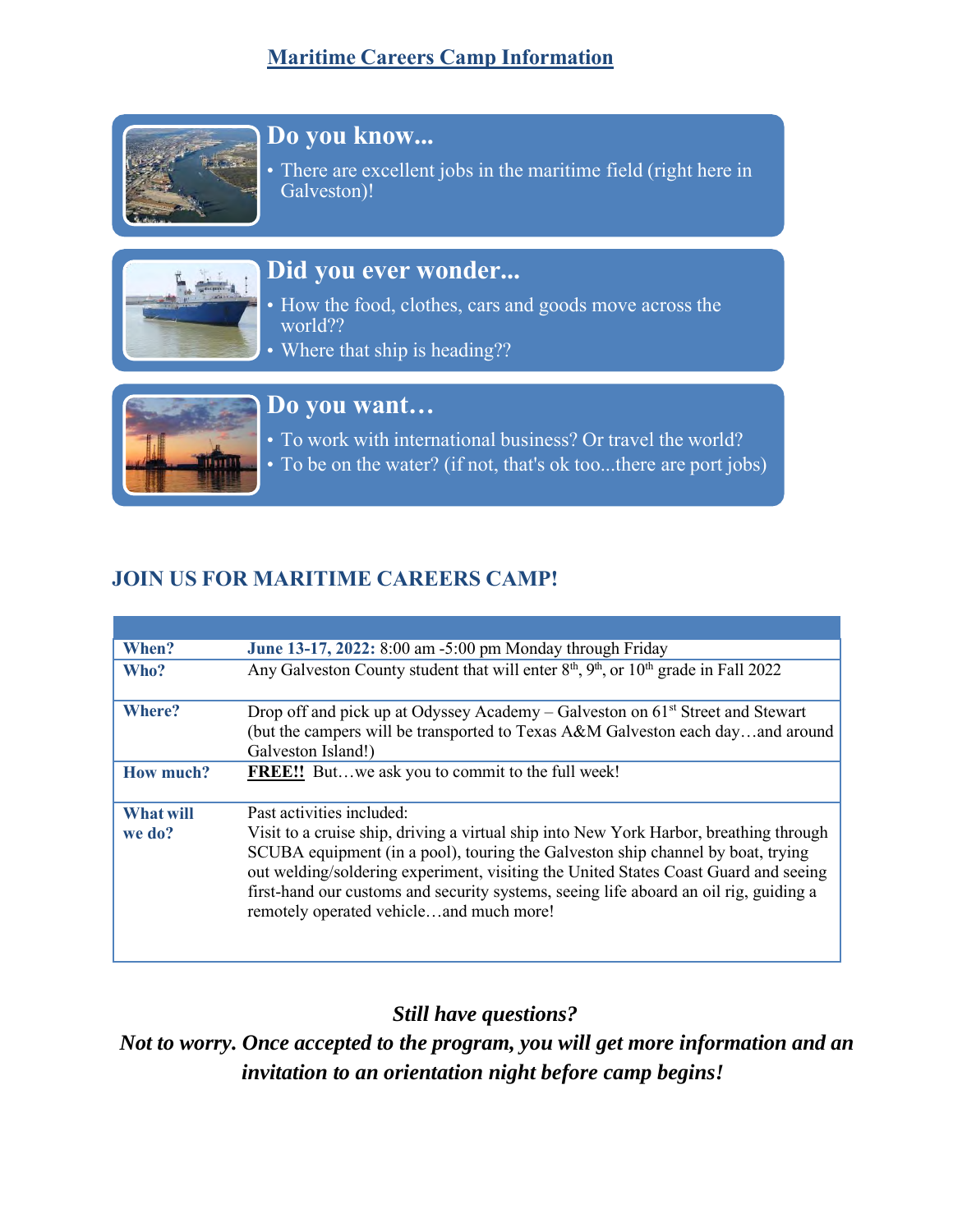# Maritime Careers Camp Information

## Do you know...

- There are excellent jobs in the maritime field (right here in Galveston)!

## Did you ever wonder...

- How the food, clothes, cars and goods move across the world??
- Where that ship is heading??

## Do you want…

- To work with international business? Or travel the world?
- To be on the water? (if not, that's ok too...there are port jobs)

## JOIN US FOR MARITIME CAREERS CAMP!

| | |
|---|---|
| **When?** | **June 13-17, 2022:** 8:00 am -5:00 pm Monday through Friday |
| **Who?** | Any Galveston County student that will enter 8th, 9th, or 10th grade in Fall 2022 |
| **Where?** | Drop off and pick up at Odyssey Academy – Galveston on 61st Street and Stewart (but the campers will be transported to Texas A&M Galveston each day…and around Galveston Island!) |
| **How much?** | **FREE!!** But…we ask you to commit to the full week! |
| **What will we do?** | Past activities included: Visit to a cruise ship, driving a virtual ship into New York Harbor, breathing through SCUBA equipment (in a pool), touring the Galveston ship channel by boat, trying out welding/soldering experiment, visiting the United States Coast Guard and seeing first-hand our customs and security systems, seeing life aboard an oil rig, guiding a remotely operated vehicle…and much more! |

***Still have questions?***

***Not to worry. Once accepted to the program, you will get more information and an invitation to an orientation night before camp begins!***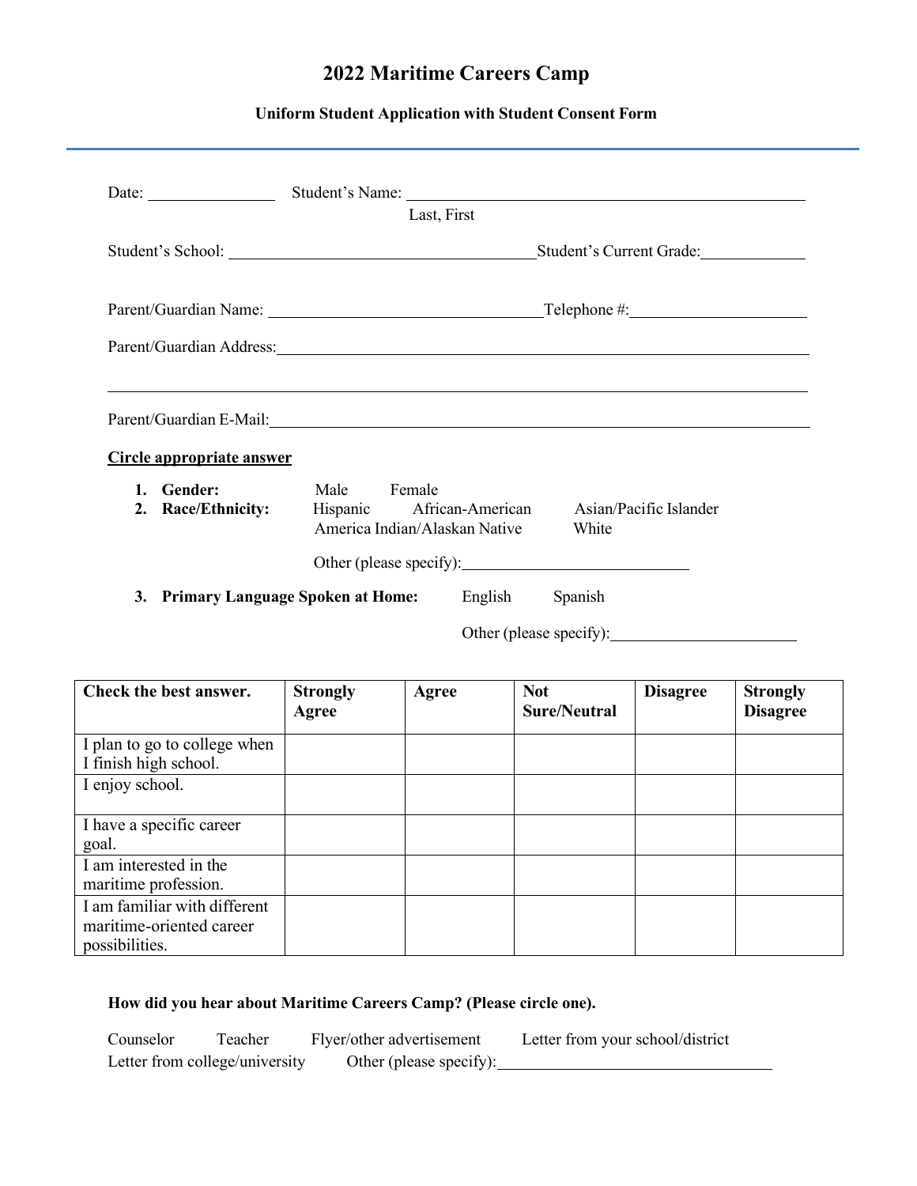# 2022 Maritime Careers Camp

### Uniform Student Application with Student Consent Form

Date: ________________ Student's Name: __________________________________________________
Last, First

Student's School: ______________________________________ Student's Current Grade: ____________

Parent/Guardian Name: ______________________________________ Telephone #: ______________________

Parent/Guardian Address: ______________________________________________________________________

_____________________________________________________________________________________________

Parent/Guardian E-Mail: _______________________________________________________________________

**Circle appropriate answer**

1. **Gender:** Male Female
2. **Race/Ethnicity:** Hispanic African-American Asian/Pacific Islander America Indian/Alaskan Native White

   Other (please specify): ____________________________

3. **Primary Language Spoken at Home:** English Spanish

   Other (please specify): _______________________

| Check the best answer. | Strongly Agree | Agree | Not Sure/Neutral | Disagree | Strongly Disagree |
|---|---|---|---|---|---|
| I plan to go to college when I finish high school. | | | | | |
| I enjoy school. | | | | | |
| I have a specific career goal. | | | | | |
| I am interested in the maritime profession. | | | | | |
| I am familiar with different maritime-oriented career possibilities. | | | | | |

**How did you hear about Maritime Careers Camp? (Please circle one).**

Counselor Teacher Flyer/other advertisement Letter from your school/district Letter from college/university Other (please specify): ___________________________________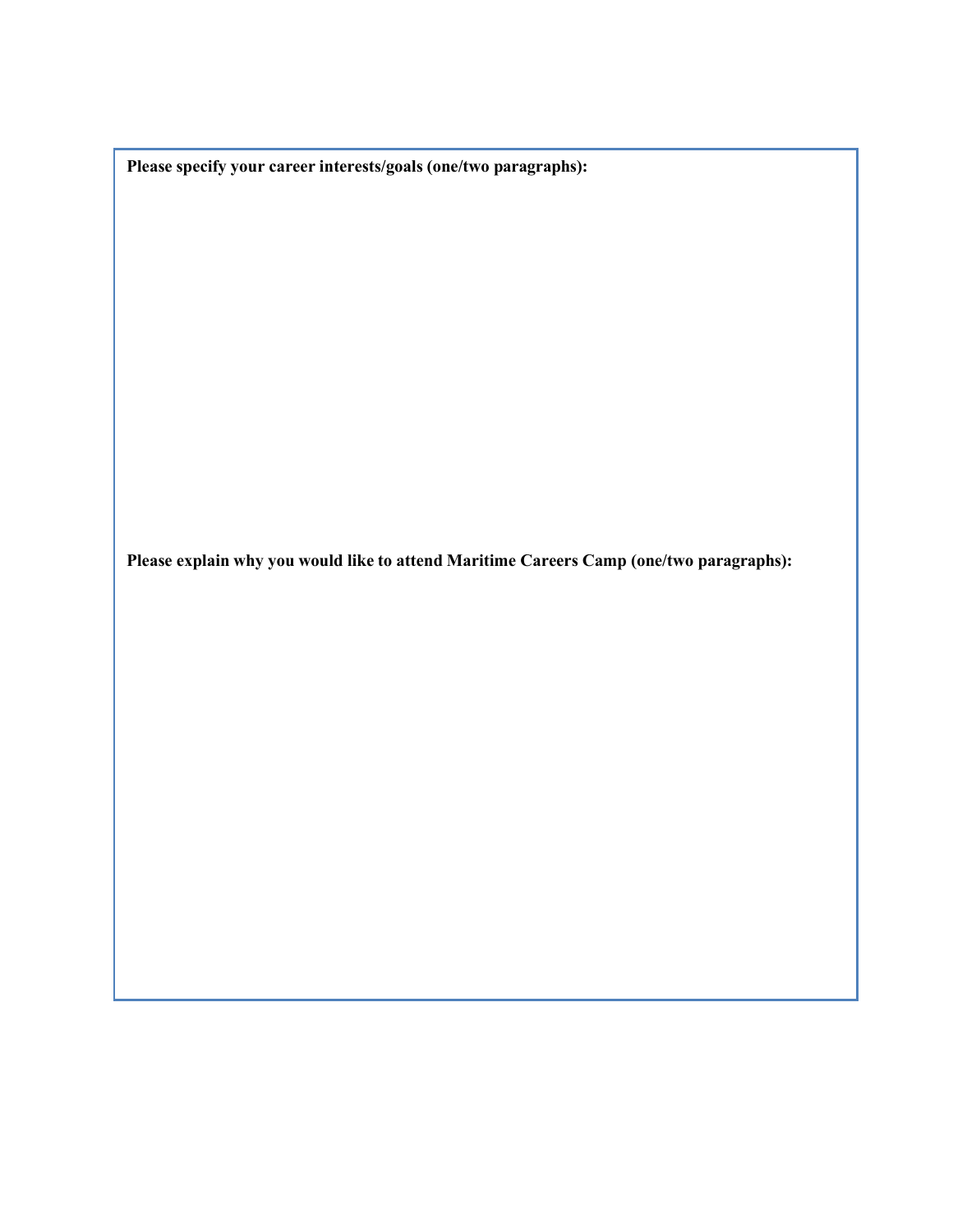**Please specify your career interests/goals (one/two paragraphs):**

**Please explain why you would like to attend Maritime Careers Camp (one/two paragraphs):**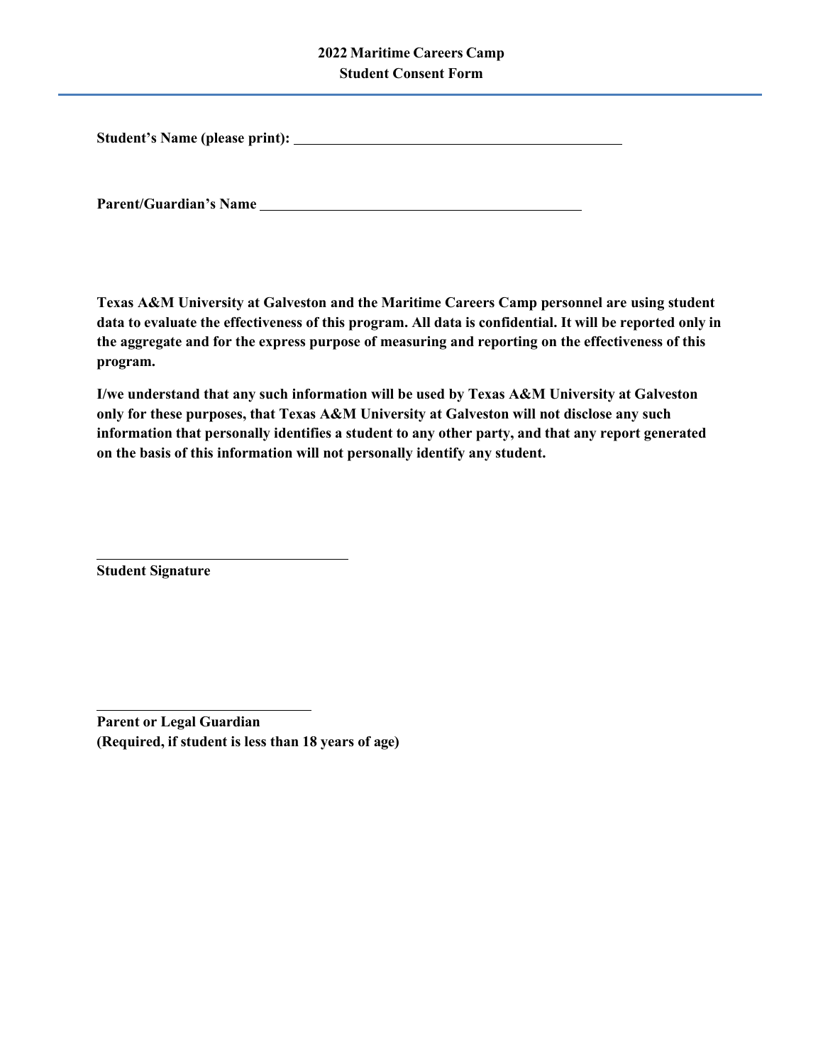**2022 Maritime Careers Camp**
**Student Consent Form**

---

**Student's Name (please print):** \_\_\_\_\_\_\_\_\_\_\_\_\_\_\_\_\_\_\_\_\_\_\_\_\_\_\_\_\_\_\_\_\_\_\_\_\_\_\_\_

**Parent/Guardian's Name** \_\_\_\_\_\_\_\_\_\_\_\_\_\_\_\_\_\_\_\_\_\_\_\_\_\_\_\_\_\_\_\_\_\_\_\_\_\_\_\_

**Texas A&M University at Galveston and the Maritime Careers Camp personnel are using student data to evaluate the effectiveness of this program. All data is confidential. It will be reported only in the aggregate and for the express purpose of measuring and reporting on the effectiveness of this program.**

**I/we understand that any such information will be used by Texas A&M University at Galveston only for these purposes, that Texas A&M University at Galveston will not disclose any such information that personally identifies a student to any other party, and that any report generated on the basis of this information will not personally identify any student.**

\_\_\_\_\_\_\_\_\_\_\_\_\_\_\_\_\_\_\_\_\_\_\_\_\_\_\_\_\_\_\_\_
**Student Signature**

\_\_\_\_\_\_\_\_\_\_\_\_\_\_\_\_\_\_\_\_\_\_\_\_\_\_\_\_\_\_\_\_
**Parent or Legal Guardian**
**(Required, if student is less than 18 years of age)**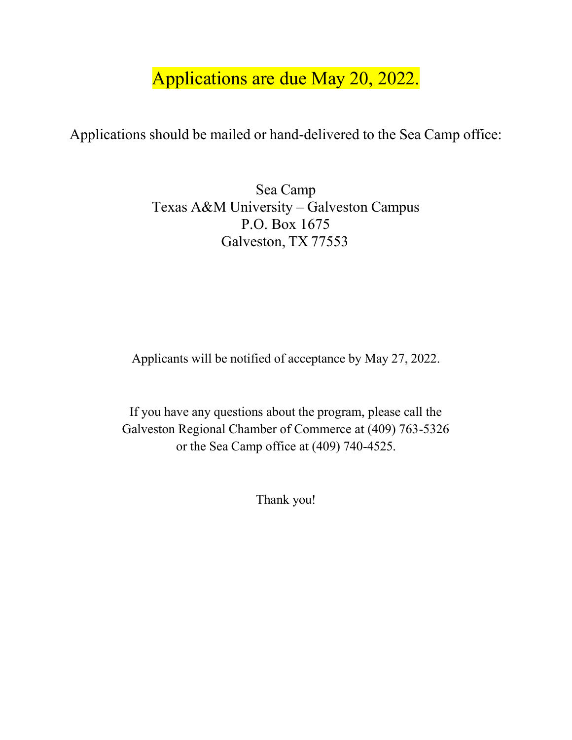Applications are due May 20, 2022.

Applications should be mailed or hand-delivered to the Sea Camp office:

Sea Camp
Texas A&M University – Galveston Campus
P.O. Box 1675
Galveston, TX 77553

Applicants will be notified of acceptance by May 27, 2022.

If you have any questions about the program, please call the Galveston Regional Chamber of Commerce at (409) 763-5326 or the Sea Camp office at (409) 740-4525.

Thank you!